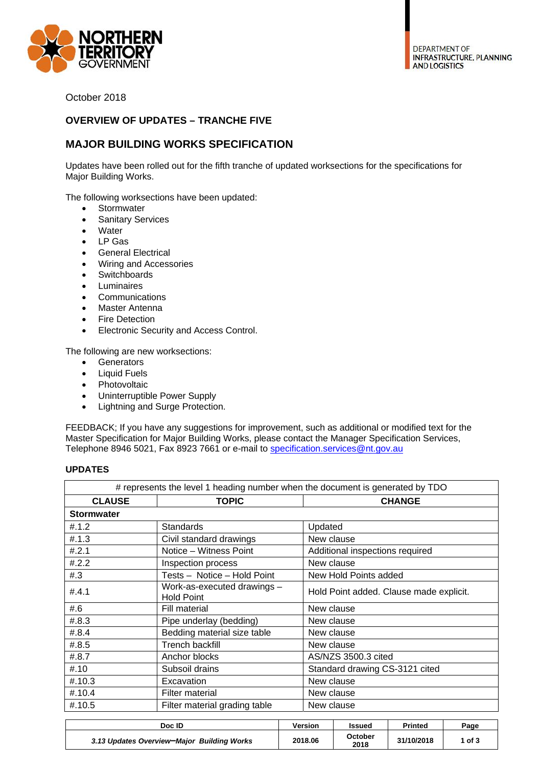NORTHERN TERRITORY GOVERNMENT

DEPARTMENT OF INFRASTRUCTURE, PLANNING AND LOGISTICS

October 2018

## OVERVIEW OF UPDATES – TRANCHE FIVE

## MAJOR BUILDING WORKS SPECIFICATION

Updates have been rolled out for the fifth tranche of updated worksections for the specifications for Major Building Works.

The following worksections have been updated:

- Stormwater
- Sanitary Services
- Water
- LP Gas
- General Electrical
- Wiring and Accessories
- Switchboards
- Luminaires
- Communications
- Master Antenna
- Fire Detection
- Electronic Security and Access Control.

The following are new worksections:

- Generators
- Liquid Fuels
- Photovoltaic
- Uninterruptible Power Supply
- Lightning and Surge Protection.

FEEDBACK; If you have any suggestions for improvement, such as additional or modified text for the Master Specification for Major Building Works, please contact the Manager Specification Services, Telephone 8946 5021, Fax 8923 7661 or e-mail to specification.services@nt.gov.au

### UPDATES

| # represents the level 1 heading number when the document is generated by TDO | | |
|---|---|---|
| **CLAUSE** | **TOPIC** | **CHANGE** |
| **Stormwater** | | |
| #.1.2 | Standards | Updated |
| #.1.3 | Civil standard drawings | New clause |
| #.2.1 | Notice – Witness Point | Additional inspections required |
| #.2.2 | Inspection process | New clause |
| #.3 | Tests – Notice – Hold Point | New Hold Points added |
| #.4.1 | Work-as-executed drawings – Hold Point | Hold Point added. Clause made explicit. |
| #.6 | Fill material | New clause |
| #.8.3 | Pipe underlay (bedding) | New clause |
| #.8.4 | Bedding material size table | New clause |
| #.8.5 | Trench backfill | New clause |
| #.8.7 | Anchor blocks | AS/NZS 3500.3 cited |
| #.10 | Subsoil drains | Standard drawing CS-3121 cited |
| #.10.3 | Excavation | New clause |
| #.10.4 | Filter material | New clause |
| #.10.5 | Filter material grading table | New clause |

| Doc ID | Version | Issued | Printed |
|---|---|---|---|
| *3.13 Updates Overview–Major Building Works* | 2018.06 | October 2018 | 31/10/2018 |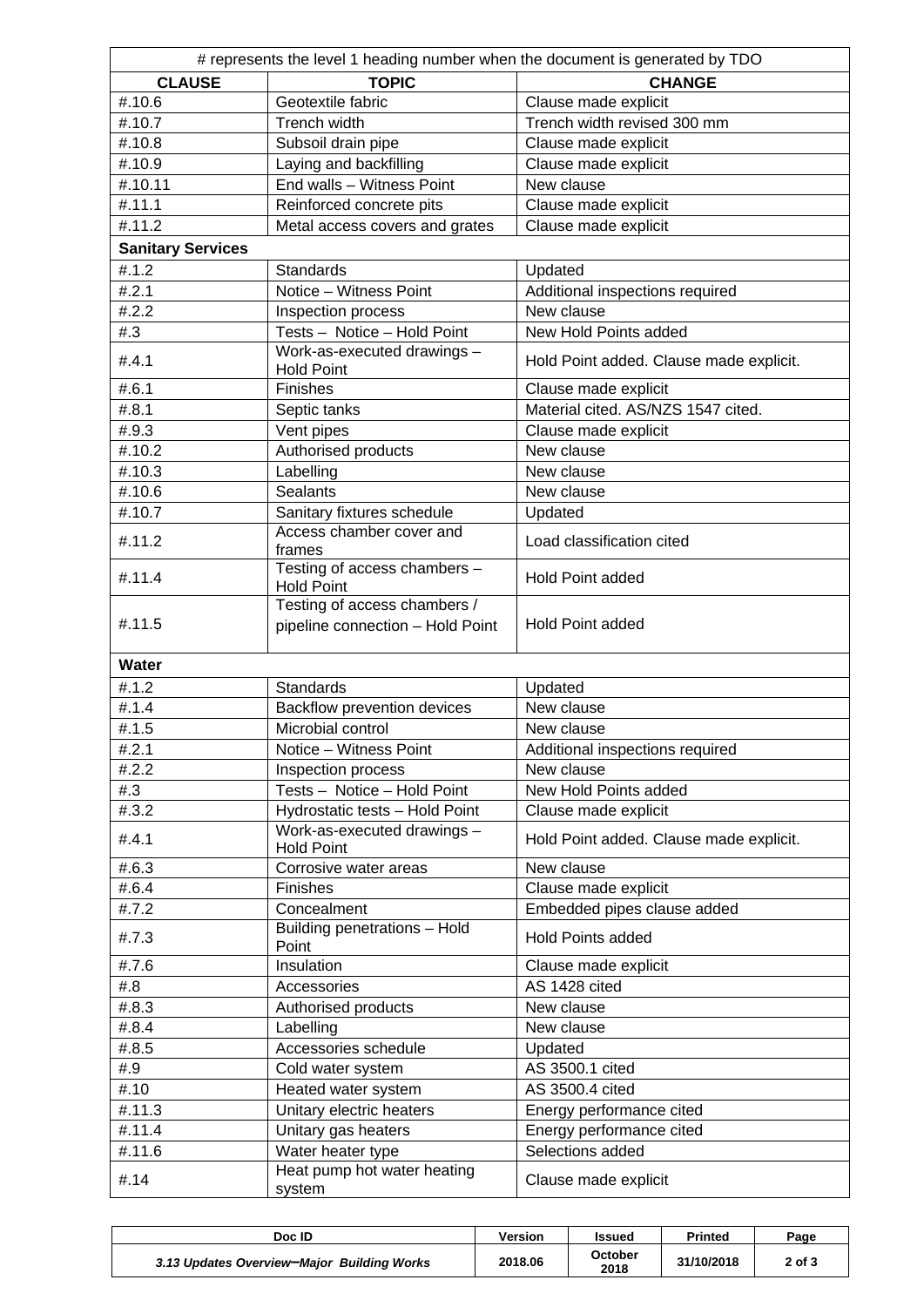| # represents the level 1 heading number when the document is generated by TDO | | |
|---|---|---|
| **CLAUSE** | **TOPIC** | **CHANGE** |
| #.10.6 | Geotextile fabric | Clause made explicit |
| #.10.7 | Trench width | Trench width revised 300 mm |
| #.10.8 | Subsoil drain pipe | Clause made explicit |
| #.10.9 | Laying and backfilling | Clause made explicit |
| #.10.11 | End walls – Witness Point | New clause |
| #.11.1 | Reinforced concrete pits | Clause made explicit |
| #.11.2 | Metal access covers and grates | Clause made explicit |
| **Sanitary Services** | | |
| #.1.2 | Standards | Updated |
| #.2.1 | Notice – Witness Point | Additional inspections required |
| #.2.2 | Inspection process | New clause |
| #.3 | Tests – Notice – Hold Point | New Hold Points added |
| #.4.1 | Work-as-executed drawings – Hold Point | Hold Point added. Clause made explicit. |
| #.6.1 | Finishes | Clause made explicit |
| #.8.1 | Septic tanks | Material cited. AS/NZS 1547 cited. |
| #.9.3 | Vent pipes | Clause made explicit |
| #.10.2 | Authorised products | New clause |
| #.10.3 | Labelling | New clause |
| #.10.6 | Sealants | New clause |
| #.10.7 | Sanitary fixtures schedule | Updated |
| #.11.2 | Access chamber cover and frames | Load classification cited |
| #.11.4 | Testing of access chambers – Hold Point | Hold Point added |
| #.11.5 | Testing of access chambers / pipeline connection – Hold Point | Hold Point added |
| **Water** | | |
| #.1.2 | Standards | Updated |
| #.1.4 | Backflow prevention devices | New clause |
| #.1.5 | Microbial control | New clause |
| #.2.1 | Notice – Witness Point | Additional inspections required |
| #.2.2 | Inspection process | New clause |
| #.3 | Tests – Notice – Hold Point | New Hold Points added |
| #.3.2 | Hydrostatic tests – Hold Point | Clause made explicit |
| #.4.1 | Work-as-executed drawings – Hold Point | Hold Point added. Clause made explicit. |
| #.6.3 | Corrosive water areas | New clause |
| #.6.4 | Finishes | Clause made explicit |
| #.7.2 | Concealment | Embedded pipes clause added |
| #.7.3 | Building penetrations – Hold Point | Hold Points added |
| #.7.6 | Insulation | Clause made explicit |
| #.8 | Accessories | AS 1428 cited |
| #.8.3 | Authorised products | New clause |
| #.8.4 | Labelling | New clause |
| #.8.5 | Accessories schedule | Updated |
| #.9 | Cold water system | AS 3500.1 cited |
| #.10 | Heated water system | AS 3500.4 cited |
| #.11.3 | Unitary electric heaters | Energy performance cited |
| #.11.4 | Unitary gas heaters | Energy performance cited |
| #.11.6 | Water heater type | Selections added |
| #.14 | Heat pump hot water heating system | Clause made explicit |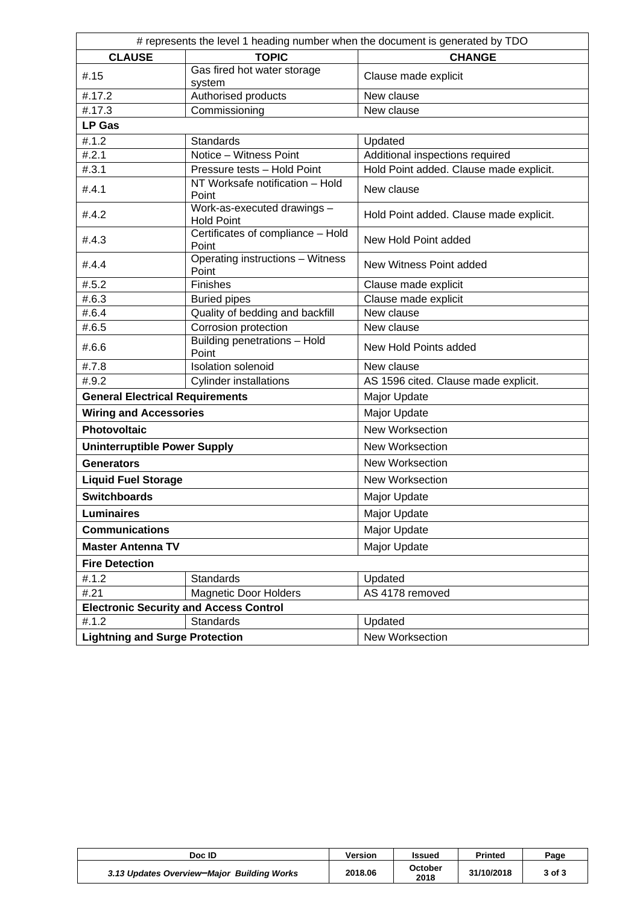| # represents the level 1 heading number when the document is generated by TDO | | |
|---|---|---|
| **CLAUSE** | **TOPIC** | **CHANGE** |
| #.15 | Gas fired hot water storage system | Clause made explicit |
| #.17.2 | Authorised products | New clause |
| #.17.3 | Commissioning | New clause |
| **LP Gas** | | |
| #.1.2 | Standards | Updated |
| #.2.1 | Notice – Witness Point | Additional inspections required |
| #.3.1 | Pressure tests – Hold Point | Hold Point added. Clause made explicit. |
| #.4.1 | NT Worksafe notification – Hold Point | New clause |
| #.4.2 | Work-as-executed drawings – Hold Point | Hold Point added. Clause made explicit. |
| #.4.3 | Certificates of compliance – Hold Point | New Hold Point added |
| #.4.4 | Operating instructions – Witness Point | New Witness Point added |
| #.5.2 | Finishes | Clause made explicit |
| #.6.3 | Buried pipes | Clause made explicit |
| #.6.4 | Quality of bedding and backfill | New clause |
| #.6.5 | Corrosion protection | New clause |
| #.6.6 | Building penetrations – Hold Point | New Hold Points added |
| #.7.8 | Isolation solenoid | New clause |
| #.9.2 | Cylinder installations | AS 1596 cited. Clause made explicit. |
| **General Electrical Requirements** | | Major Update |
| **Wiring and Accessories** | | Major Update |
| **Photovoltaic** | | New Worksection |
| **Uninterruptible Power Supply** | | New Worksection |
| **Generators** | | New Worksection |
| **Liquid Fuel Storage** | | New Worksection |
| **Switchboards** | | Major Update |
| **Luminaires** | | Major Update |
| **Communications** | | Major Update |
| **Master Antenna TV** | | Major Update |
| **Fire Detection** | | |
| #.1.2 | Standards | Updated |
| #.21 | Magnetic Door Holders | AS 4178 removed |
| **Electronic Security and Access Control** | | |
| #.1.2 | Standards | Updated |
| **Lightning and Surge Protection** | | New Worksection |